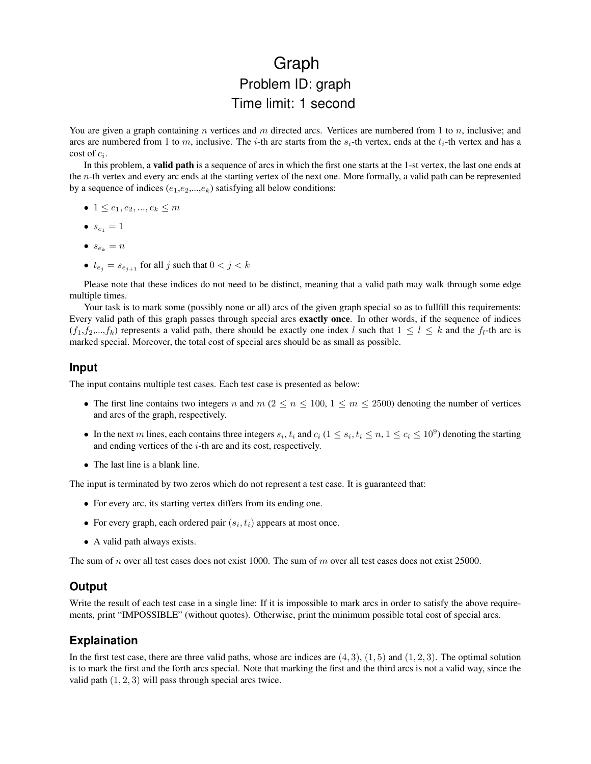# Graph

## Problem ID: graph

## Time limit: 1 second

You are given a graph containing $n$ vertices and $m$ directed arcs. Vertices are numbered from 1 to $n$, inclusive; and arcs are numbered from 1 to $m$, inclusive. The $i$-th arc starts from the $s_i$-th vertex, ends at the $t_i$-th vertex and has a cost of $c_i$.

In this problem, a **valid path** is a sequence of arcs in which the first one starts at the 1-st vertex, the last one ends at the $n$-th vertex and every arc ends at the starting vertex of the next one. More formally, a valid path can be represented by a sequence of indices ($e_1$,$e_2$,...,$e_k$) satisfying all below conditions:

- $1 \leq e_1, e_2, ..., e_k \leq m$
- $s_{e_1} = 1$
- $s_{e_k} = n$
- $t_{e_j} = s_{e_{j+1}}$ for all $j$ such that $0 < j < k$

Please note that these indices do not need to be distinct, meaning that a valid path may walk through some edge multiple times.

Your task is to mark some (possibly none or all) arcs of the given graph special so as to fullfill this requirements: Every valid path of this graph passes through special arcs **exactly once**. In other words, if the sequence of indices ($f_1$,$f_2$,...,$f_k$) represents a valid path, there should be exactly one index $l$ such that $1 \leq l \leq k$ and the $f_l$-th arc is marked special. Moreover, the total cost of special arcs should be as small as possible.

## Input

The input contains multiple test cases. Each test case is presented as below:

- The first line contains two integers $n$ and $m$ ($2 \leq n \leq 100$, $1 \leq m \leq 2500$) denoting the number of vertices and arcs of the graph, respectively.
- In the next $m$ lines, each contains three integers $s_i$, $t_i$ and $c_i$ ($1 \leq s_i, t_i \leq n$, $1 \leq c_i \leq 10^9$) denoting the starting and ending vertices of the $i$-th arc and its cost, respectively.
- The last line is a blank line.

The input is terminated by two zeros which do not represent a test case. It is guaranteed that:

- For every arc, its starting vertex differs from its ending one.
- For every graph, each ordered pair $(s_i, t_i)$ appears at most once.
- A valid path always exists.

The sum of $n$ over all test cases does not exist 1000. The sum of $m$ over all test cases does not exist 25000.

## Output

Write the result of each test case in a single line: If it is impossible to mark arcs in order to satisfy the above requirements, print "IMPOSSIBLE" (without quotes). Otherwise, print the minimum possible total cost of special arcs.

## Explaination

In the first test case, there are three valid paths, whose arc indices are (4, 3), (1, 5) and (1, 2, 3). The optimal solution is to mark the first and the forth arcs special. Note that marking the first and the third arcs is not a valid way, since the valid path (1, 2, 3) will pass through special arcs twice.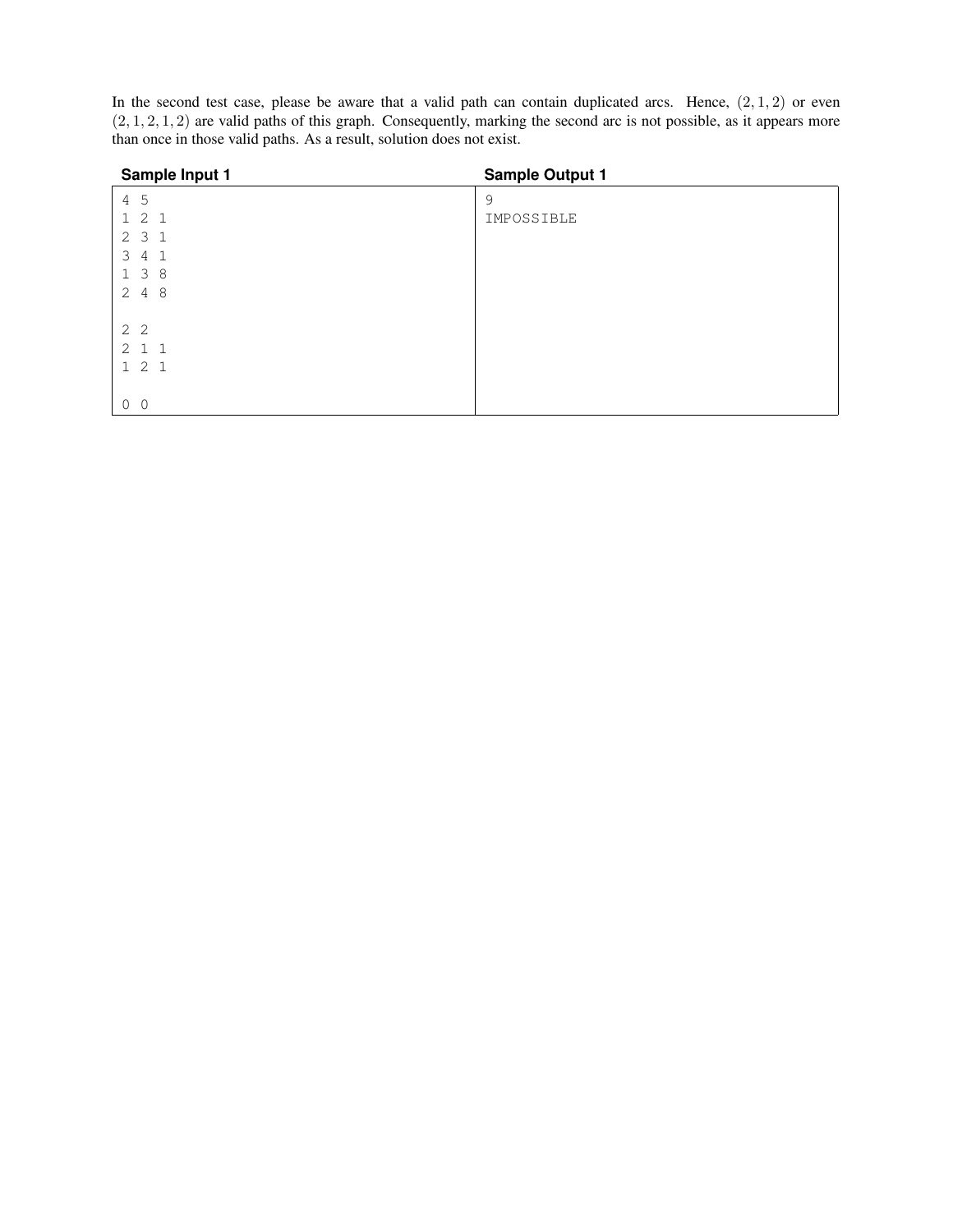In the second test case, please be aware that a valid path can contain duplicated arcs. Hence, $(2, 1, 2)$ or even $(2, 1, 2, 1, 2)$ are valid paths of this graph. Consequently, marking the second arc is not possible, as it appears more than once in those valid paths. As a result, solution does not exist.

| Sample Input 1 | Sample Output 1 |
|---|---|
| <pre>4 5<br>1 2 1<br>2 3 1<br>3 4 1<br>1 3 8<br>2 4 8<br><br>2 2<br>2 1 1<br>1 2 1<br><br>0 0</pre> | <pre>9<br>IMPOSSIBLE</pre> |